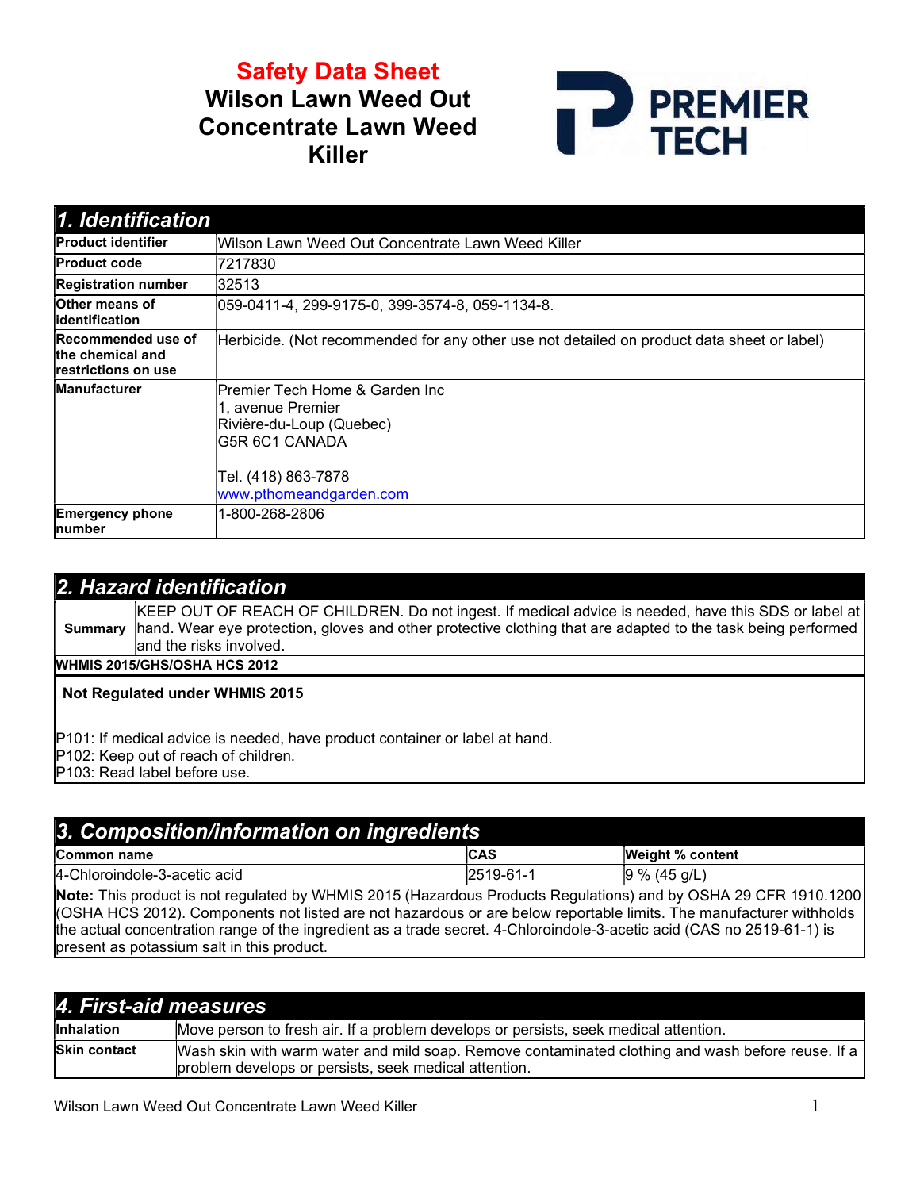# Safety Data Sheet

# Wilson Lawn Weed Out Concentrate Lawn Weed Killer

PREMIER TECH

## 1. Identification

| | |
|---|---|
| **Product identifier** | Wilson Lawn Weed Out Concentrate Lawn Weed Killer |
| **Product code** | 7217830 |
| **Registration number** | 32513 |
| **Other means of identification** | 059-0411-4, 299-9175-0, 399-3574-8, 059-1134-8. |
| **Recommended use of the chemical and restrictions on use** | Herbicide. (Not recommended for any other use not detailed on product data sheet or label) |
| **Manufacturer** | Premier Tech Home & Garden Inc<br>1, avenue Premier<br>Rivière-du-Loup (Quebec)<br>G5R 6C1 CANADA<br><br>Tel. (418) 863-7878<br>www.pthomeandgarden.com |
| **Emergency phone number** | 1-800-268-2806 |

## 2. Hazard identification

| | |
|---|---|
| **Summary** | KEEP OUT OF REACH OF CHILDREN. Do not ingest. If medical advice is needed, have this SDS or label at hand. Wear eye protection, gloves and other protective clothing that are adapted to the task being performed and the risks involved. |

**WHMIS 2015/GHS/OSHA HCS 2012**

**Not Regulated under WHMIS 2015**

P101: If medical advice is needed, have product container or label at hand.
P102: Keep out of reach of children.
P103: Read label before use.

## 3. Composition/information on ingredients

| Common name | CAS | Weight % content |
|---|---|---|
| 4-Chloroindole-3-acetic acid | 2519-61-1 | 9 % (45 g/L) |

**Note:** This product is not regulated by WHMIS 2015 (Hazardous Products Regulations) and by OSHA 29 CFR 1910.1200 (OSHA HCS 2012). Components not listed are not hazardous or are below reportable limits. The manufacturer withholds the actual concentration range of the ingredient as a trade secret. 4-Chloroindole-3-acetic acid (CAS no 2519-61-1) is present as potassium salt in this product.

## 4. First-aid measures

| | |
|---|---|
| **Inhalation** | Move person to fresh air. If a problem develops or persists, seek medical attention. |
| **Skin contact** | Wash skin with warm water and mild soap. Remove contaminated clothing and wash before reuse. If a problem develops or persists, seek medical attention. |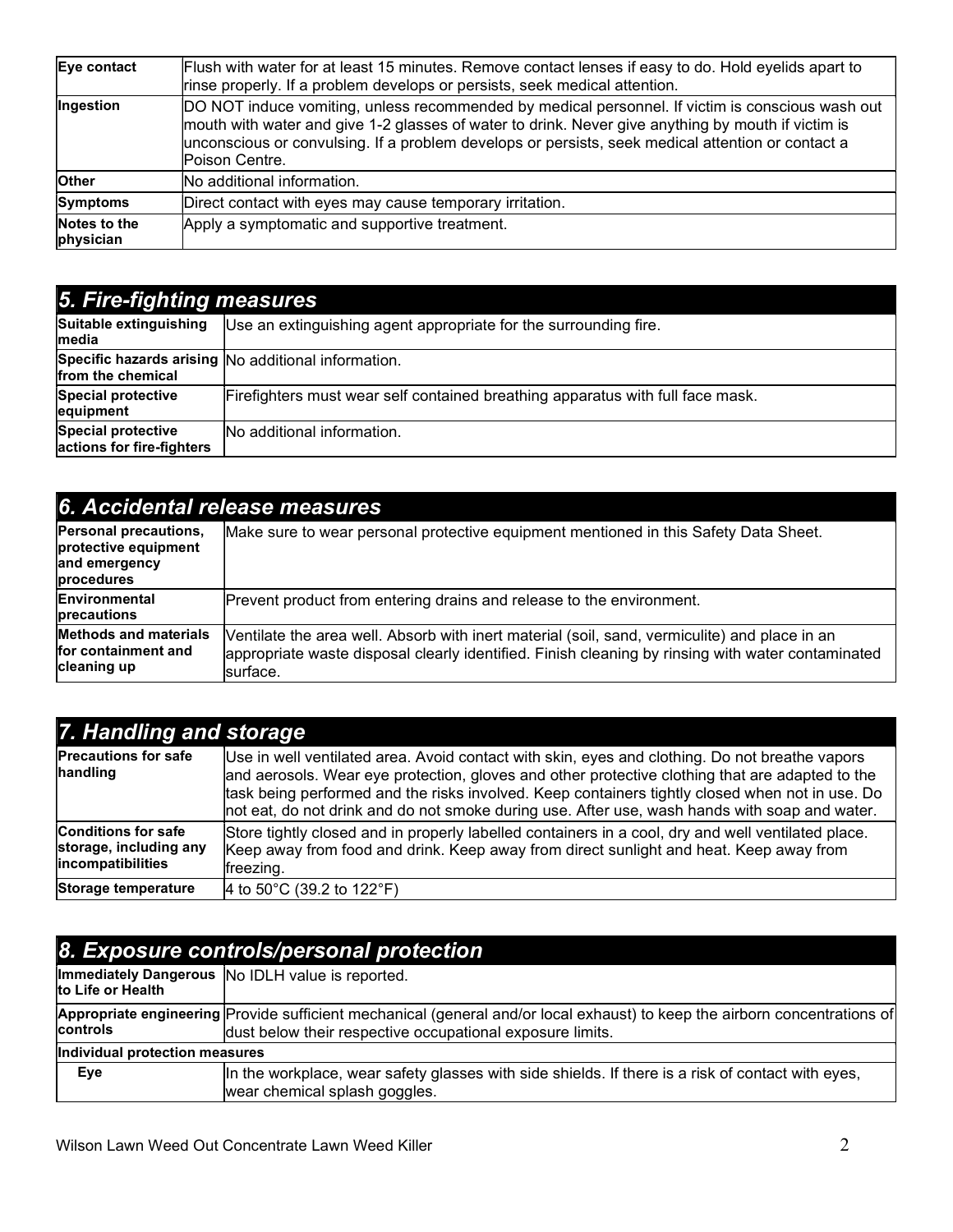| | |
|---|---|
| **Eye contact** | Flush with water for at least 15 minutes. Remove contact lenses if easy to do. Hold eyelids apart to rinse properly. If a problem develops or persists, seek medical attention. |
| **Ingestion** | DO NOT induce vomiting, unless recommended by medical personnel. If victim is conscious wash out mouth with water and give 1-2 glasses of water to drink. Never give anything by mouth if victim is unconscious or convulsing. If a problem develops or persists, seek medical attention or contact a Poison Centre. |
| **Other** | No additional information. |
| **Symptoms** | Direct contact with eyes may cause temporary irritation. |
| **Notes to the physician** | Apply a symptomatic and supportive treatment. |

## 5. Fire-fighting measures

| | |
|---|---|
| **Suitable extinguishing media** | Use an extinguishing agent appropriate for the surrounding fire. |
| **Specific hazards arising from the chemical** | No additional information. |
| **Special protective equipment** | Firefighters must wear self contained breathing apparatus with full face mask. |
| **Special protective actions for fire-fighters** | No additional information. |

## 6. Accidental release measures

| | |
|---|---|
| **Personal precautions, protective equipment and emergency procedures** | Make sure to wear personal protective equipment mentioned in this Safety Data Sheet. |
| **Environmental precautions** | Prevent product from entering drains and release to the environment. |
| **Methods and materials for containment and cleaning up** | Ventilate the area well. Absorb with inert material (soil, sand, vermiculite) and place in an appropriate waste disposal clearly identified. Finish cleaning by rinsing with water contaminated surface. |

## 7. Handling and storage

| | |
|---|---|
| **Precautions for safe handling** | Use in well ventilated area. Avoid contact with skin, eyes and clothing. Do not breathe vapors and aerosols. Wear eye protection, gloves and other protective clothing that are adapted to the task being performed and the risks involved. Keep containers tightly closed when not in use. Do not eat, do not drink and do not smoke during use. After use, wash hands with soap and water. |
| **Conditions for safe storage, including any incompatibilities** | Store tightly closed and in properly labelled containers in a cool, dry and well ventilated place. Keep away from food and drink. Keep away from direct sunlight and heat. Keep away from freezing. |
| **Storage temperature** | 4 to 50°C (39.2 to 122°F) |

## 8. Exposure controls/personal protection

| | |
|---|---|
| **Immediately Dangerous to Life or Health** | No IDLH value is reported. |
| **Appropriate engineering controls** | Provide sufficient mechanical (general and/or local exhaust) to keep the airborn concentrations of dust below their respective occupational exposure limits. |
| **Individual protection measures** | |
| **Eye** | In the workplace, wear safety glasses with side shields. If there is a risk of contact with eyes, wear chemical splash goggles. |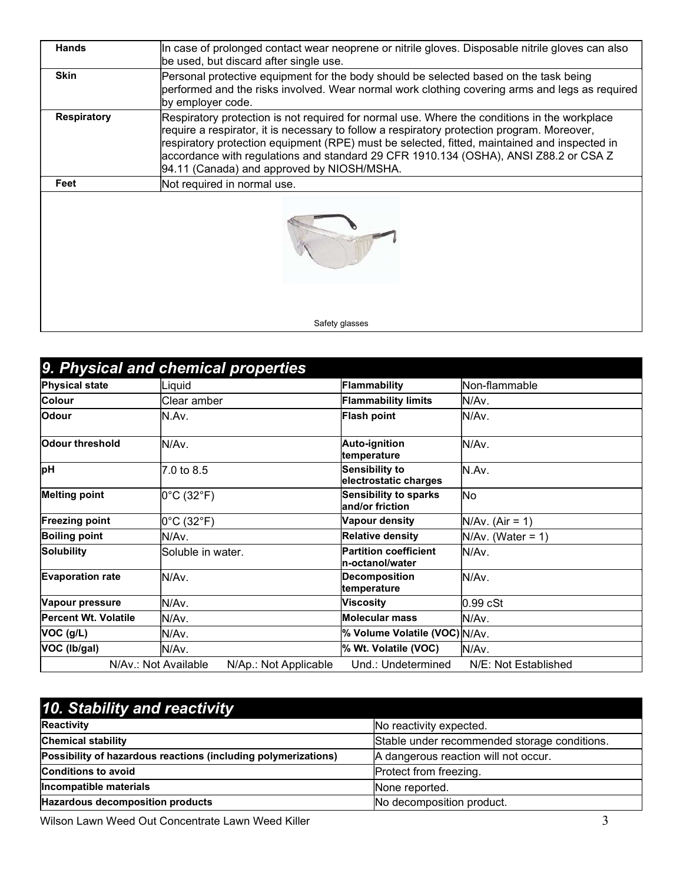| Hands | In case of prolonged contact wear neoprene or nitrile gloves. Disposable nitrile gloves can also be used, but discard after single use. |
|---|---|
| Skin | Personal protective equipment for the body should be selected based on the task being performed and the risks involved. Wear normal work clothing covering arms and legs as required by employer code. |
| Respiratory | Respiratory protection is not required for normal use. Where the conditions in the workplace require a respirator, it is necessary to follow a respiratory protection program. Moreover, respiratory protection equipment (RPE) must be selected, fitted, maintained and inspected in accordance with regulations and standard 29 CFR 1910.134 (OSHA), ANSI Z88.2 or CSA Z 94.11 (Canada) and approved by NIOSH/MSHA. |
| Feet | Not required in normal use. |

Safety glasses

## 9. Physical and chemical properties

| Physical state | Liquid | Flammability | Non-flammable |
|---|---|---|---|
| Colour | Clear amber | Flammability limits | N/Av. |
| Odour | N.Av. | Flash point | N/Av. |
| Odour threshold | N/Av. | Auto-ignition temperature | N/Av. |
| pH | 7.0 to 8.5 | Sensibility to electrostatic charges | N.Av. |
| Melting point | 0°C (32°F) | Sensibility to sparks and/or friction | No |
| Freezing point | 0°C (32°F) | Vapour density | N/Av. (Air = 1) |
| Boiling point | N/Av. | Relative density | N/Av. (Water = 1) |
| Solubility | Soluble in water. | Partition coefficient n-octanol/water | N/Av. |
| Evaporation rate | N/Av. | Decomposition temperature | N/Av. |
| Vapour pressure | N/Av. | Viscosity | 0.99 cSt |
| Percent Wt. Volatile | N/Av. | Molecular mass | N/Av. |
| VOC (g/L) | N/Av. | % Volume Volatile (VOC) | N/Av. |
| VOC (lb/gal) | N/Av. | % Wt. Volatile (VOC) | N/Av. |

N/Av.: Not Available    N/Ap.: Not Applicable    Und.: Undetermined    N/E: Not Established

## 10. Stability and reactivity

| Reactivity | No reactivity expected. |
|---|---|
| Chemical stability | Stable under recommended storage conditions. |
| Possibility of hazardous reactions (including polymerizations) | A dangerous reaction will not occur. |
| Conditions to avoid | Protect from freezing. |
| Incompatible materials | None reported. |
| Hazardous decomposition products | No decomposition product. |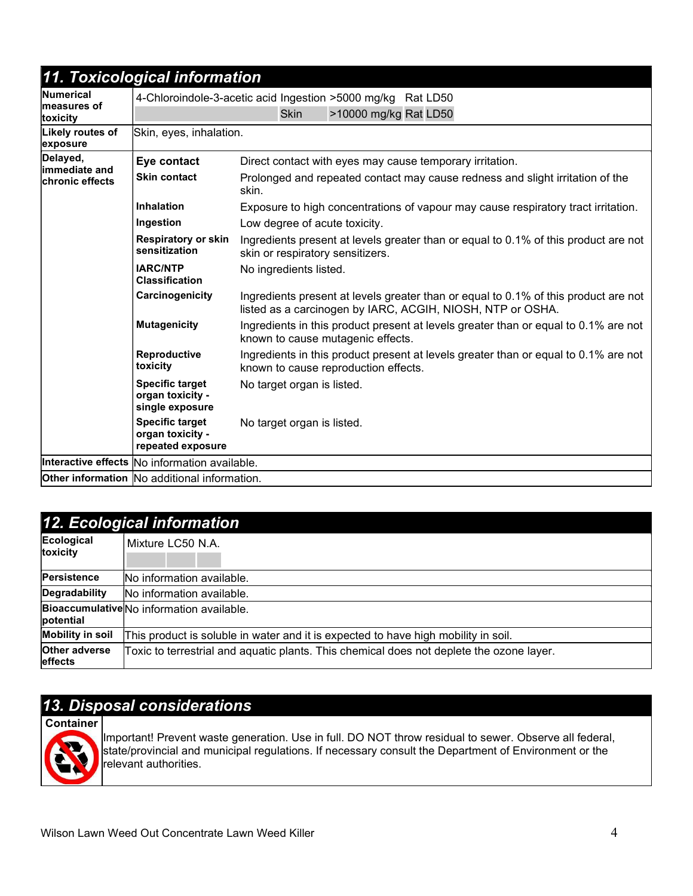## 11. Toxicological information

| | | |
|---|---|---|
| **Numerical measures of toxicity** | 4-Chloroindole-3-acetic acid Ingestion >5000 mg/kg Rat LD50<br>Skin >10000 mg/kg Rat LD50 | |
| **Likely routes of exposure** | Skin, eyes, inhalation. | |
| **Delayed, immediate and chronic effects** | **Eye contact** | Direct contact with eyes may cause temporary irritation. |
| | **Skin contact** | Prolonged and repeated contact may cause redness and slight irritation of the skin. |
| | **Inhalation** | Exposure to high concentrations of vapour may cause respiratory tract irritation. |
| | **Ingestion** | Low degree of acute toxicity. |
| | **Respiratory or skin sensitization** | Ingredients present at levels greater than or equal to 0.1% of this product are not skin or respiratory sensitizers. |
| | **IARC/NTP Classification** | No ingredients listed. |
| | **Carcinogenicity** | Ingredients present at levels greater than or equal to 0.1% of this product are not listed as a carcinogen by IARC, ACGIH, NIOSH, NTP or OSHA. |
| | **Mutagenicity** | Ingredients in this product present at levels greater than or equal to 0.1% are not known to cause mutagenic effects. |
| | **Reproductive toxicity** | Ingredients in this product present at levels greater than or equal to 0.1% are not known to cause reproduction effects. |
| | **Specific target organ toxicity - single exposure** | No target organ is listed. |
| | **Specific target organ toxicity - repeated exposure** | No target organ is listed. |
| **Interactive effects** | No information available. | |
| **Other information** | No additional information. | |

## 12. Ecological information

| | |
|---|---|
| **Ecological toxicity** | Mixture LC50 N.A. |
| **Persistence** | No information available. |
| **Degradability** | No information available. |
| **Bioaccumulative potential** | No information available. |
| **Mobility in soil** | This product is soluble in water and it is expected to have high mobility in soil. |
| **Other adverse effects** | Toxic to terrestrial and aquatic plants. This chemical does not deplete the ozone layer. |

## 13. Disposal considerations

| | |
|---|---|
| **Container** | Important! Prevent waste generation. Use in full. DO NOT throw residual to sewer. Observe all federal, state/provincial and municipal regulations. If necessary consult the Department of Environment or the relevant authorities. |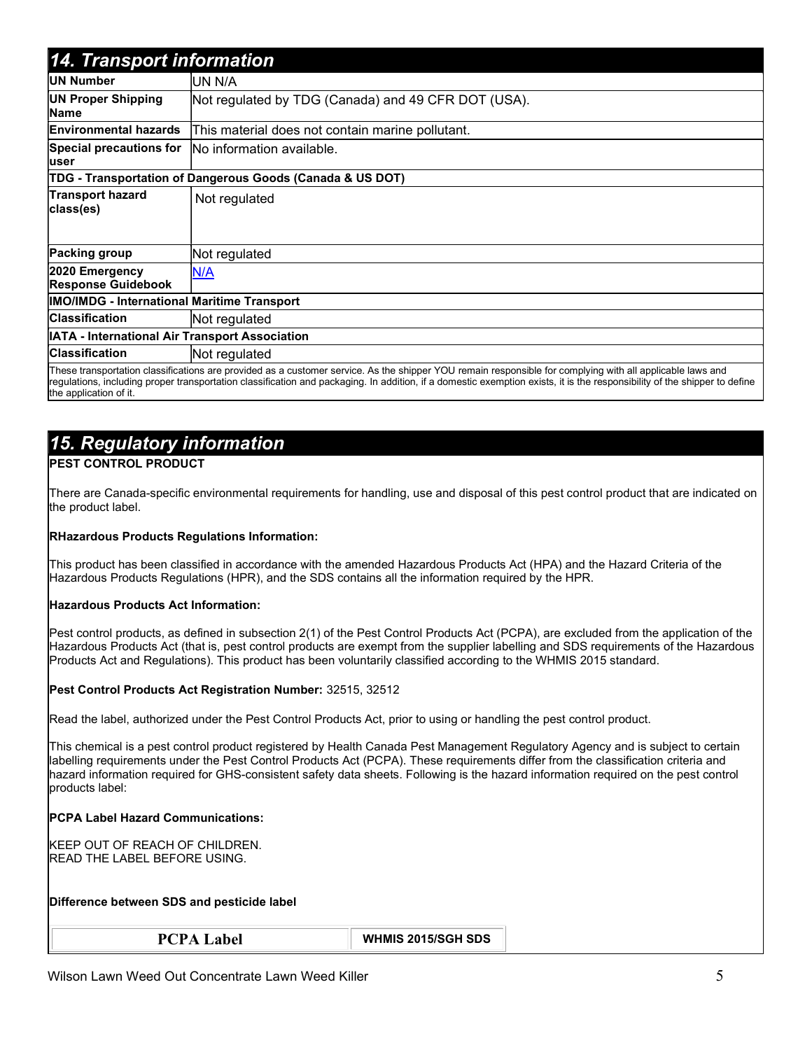## 14. Transport information

| | |
|---|---|
| **UN Number** | UN N/A |
| **UN Proper Shipping Name** | Not regulated by TDG (Canada) and 49 CFR DOT (USA). |
| **Environmental hazards** | This material does not contain marine pollutant. |
| **Special precautions for user** | No information available. |
| **TDG - Transportation of Dangerous Goods (Canada & US DOT)** | |
| **Transport hazard class(es)** | Not regulated |
| **Packing group** | Not regulated |
| **2020 Emergency Response Guidebook** | N/A |
| **IMO/IMDG - International Maritime Transport** | |
| **Classification** | Not regulated |
| **IATA - International Air Transport Association** | |
| **Classification** | Not regulated |

These transportation classifications are provided as a customer service. As the shipper YOU remain responsible for complying with all applicable laws and regulations, including proper transportation classification and packaging. In addition, if a domestic exemption exists, it is the responsibility of the shipper to define the application of it.

## 15. Regulatory information

**PEST CONTROL PRODUCT**

There are Canada-specific environmental requirements for handling, use and disposal of this pest control product that are indicated on the product label.

**RHazardous Products Regulations Information:**

This product has been classified in accordance with the amended Hazardous Products Act (HPA) and the Hazard Criteria of the Hazardous Products Regulations (HPR), and the SDS contains all the information required by the HPR.

**Hazardous Products Act Information:**

Pest control products, as defined in subsection 2(1) of the Pest Control Products Act (PCPA), are excluded from the application of the Hazardous Products Act (that is, pest control products are exempt from the supplier labelling and SDS requirements of the Hazardous Products Act and Regulations). This product has been voluntarily classified according to the WHMIS 2015 standard.

**Pest Control Products Act Registration Number:** 32515, 32512

Read the label, authorized under the Pest Control Products Act, prior to using or handling the pest control product.

This chemical is a pest control product registered by Health Canada Pest Management Regulatory Agency and is subject to certain labelling requirements under the Pest Control Products Act (PCPA). These requirements differ from the classification criteria and hazard information required for GHS-consistent safety data sheets. Following is the hazard information required on the pest control products label:

**PCPA Label Hazard Communications:**

KEEP OUT OF REACH OF CHILDREN.
READ THE LABEL BEFORE USING.

**Difference between SDS and pesticide label**

| PCPA Label | WHMIS 2015/SGH SDS |
|---|---|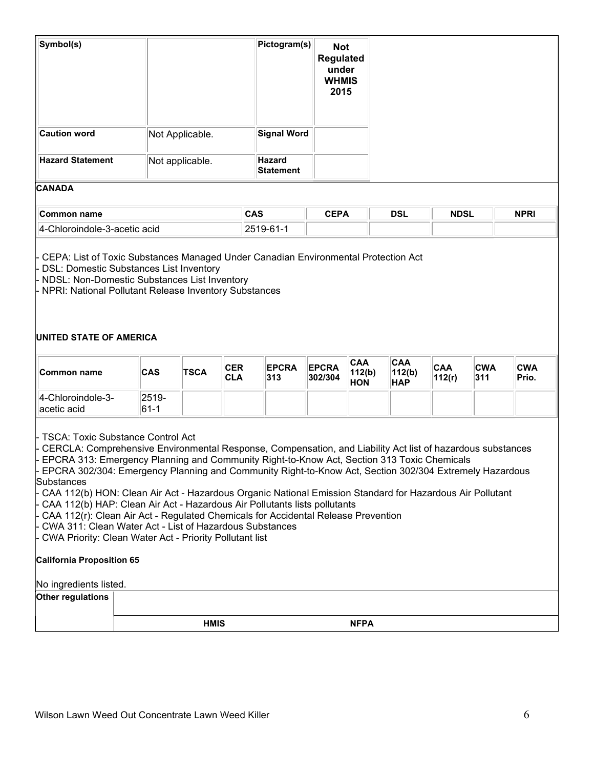| Symbol(s) | | Pictogram(s) | **Not Regulated under WHMIS 2015** |
|---|---|---|---|
| **Caution word** | Not Applicable. | **Signal Word** | |
| **Hazard Statement** | Not applicable. | **Hazard Statement** | |

**CANADA**

| Common name | CAS | CEPA | DSL | NDSL | NPRI |
|---|---|---|---|---|---|
| 4-Chloroindole-3-acetic acid | 2519-61-1 | | | | |

- CEPA: List of Toxic Substances Managed Under Canadian Environmental Protection Act
- DSL: Domestic Substances List Inventory
- NDSL: Non-Domestic Substances List Inventory
- NPRI: National Pollutant Release Inventory Substances

**UNITED STATE OF AMERICA**

| Common name | CAS | TSCA | CER CLA | EPCRA 313 | EPCRA 302/304 | CAA 112(b) HON | CAA 112(b) HAP | CAA 112(r) | CWA 311 | CWA Prio. |
|---|---|---|---|---|---|---|---|---|---|---|
| 4-Chloroindole-3-acetic acid | 2519-61-1 | | | | | | | | | |

- TSCA: Toxic Substance Control Act
- CERCLA: Comprehensive Environmental Response, Compensation, and Liability Act list of hazardous substances
- EPCRA 313: Emergency Planning and Community Right-to-Know Act, Section 313 Toxic Chemicals
- EPCRA 302/304: Emergency Planning and Community Right-to-Know Act, Section 302/304 Extremely Hazardous Substances
- CAA 112(b) HON: Clean Air Act - Hazardous Organic National Emission Standard for Hazardous Air Pollutant
- CAA 112(b) HAP: Clean Air Act - Hazardous Air Pollutants lists pollutants
- CAA 112(r): Clean Air Act - Regulated Chemicals for Accidental Release Prevention
- CWA 311: Clean Water Act - List of Hazardous Substances
- CWA Priority: Clean Water Act - Priority Pollutant list

**California Proposition 65**

No ingredients listed.

| Other regulations | | |
|---|---|---|
| | **HMIS** | **NFPA** |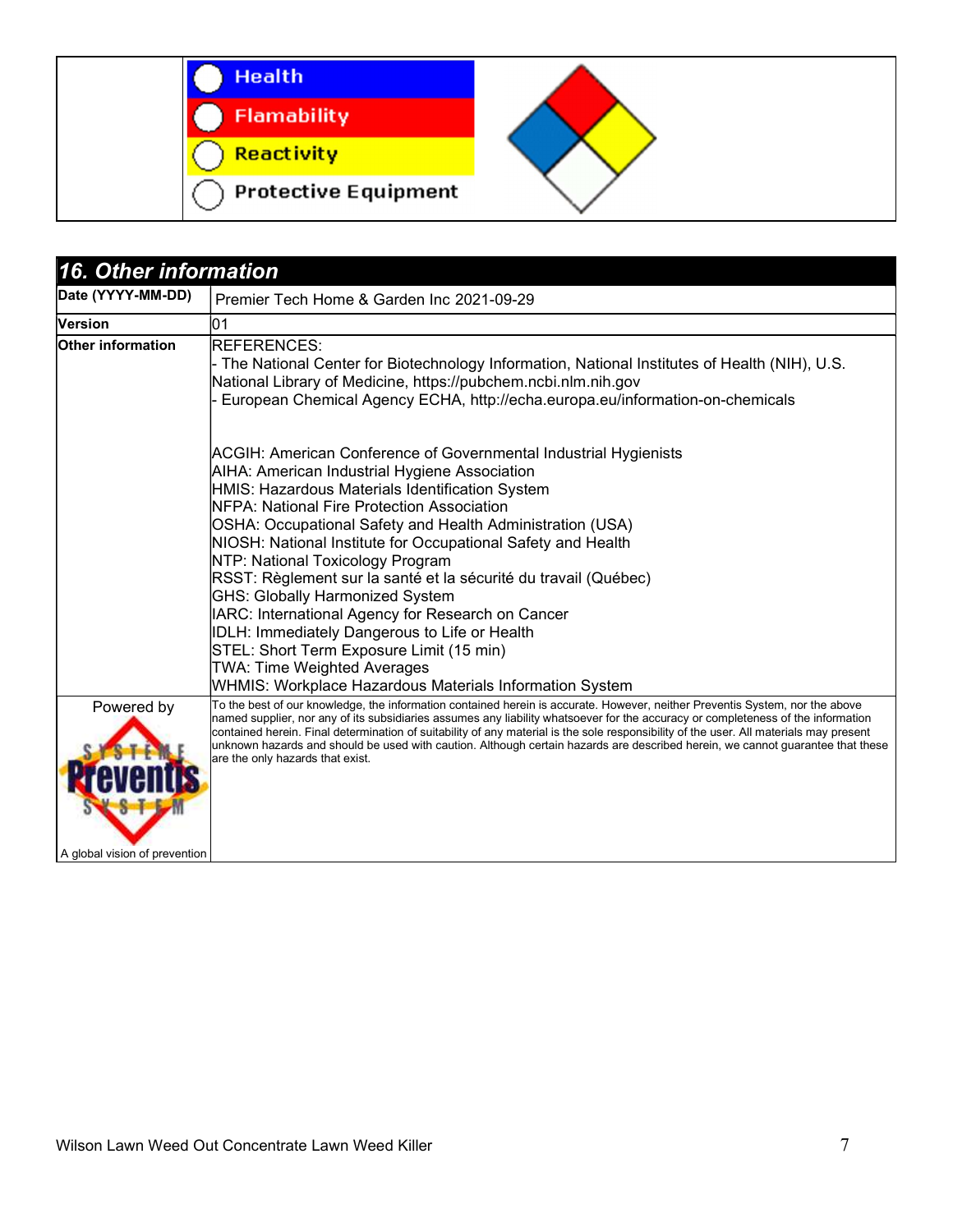| | |
|---|---|
| | Health<br>Flamability<br>Reactivity<br>Protective Equipment |

## 16. Other information

| | |
|---|---|
| **Date (YYYY-MM-DD)** | Premier Tech Home & Garden Inc 2021-09-29 |
| **Version** | 01 |
| **Other information** | REFERENCES:<br>- The National Center for Biotechnology Information, National Institutes of Health (NIH), U.S. National Library of Medicine, https://pubchem.ncbi.nlm.nih.gov<br>- European Chemical Agency ECHA, http://echa.europa.eu/information-on-chemicals<br><br>ACGIH: American Conference of Governmental Industrial Hygienists<br>AIHA: American Industrial Hygiene Association<br>HMIS: Hazardous Materials Identification System<br>NFPA: National Fire Protection Association<br>OSHA: Occupational Safety and Health Administration (USA)<br>NIOSH: National Institute for Occupational Safety and Health<br>NTP: National Toxicology Program<br>RSST: Règlement sur la santé et la sécurité du travail (Québec)<br>GHS: Globally Harmonized System<br>IARC: International Agency for Research on Cancer<br>IDLH: Immediately Dangerous to Life or Health<br>STEL: Short Term Exposure Limit (15 min)<br>TWA: Time Weighted Averages<br>WHMIS: Workplace Hazardous Materials Information System |
| Powered by<br>Système Preventis System<br>A global vision of prevention | To the best of our knowledge, the information contained herein is accurate. However, neither Preventis System, nor the above named supplier, nor any of its subsidiaries assumes any liability whatsoever for the accuracy or completeness of the information contained herein. Final determination of suitability of any material is the sole responsibility of the user. All materials may present unknown hazards and should be used with caution. Although certain hazards are described herein, we cannot guarantee that these are the only hazards that exist. |